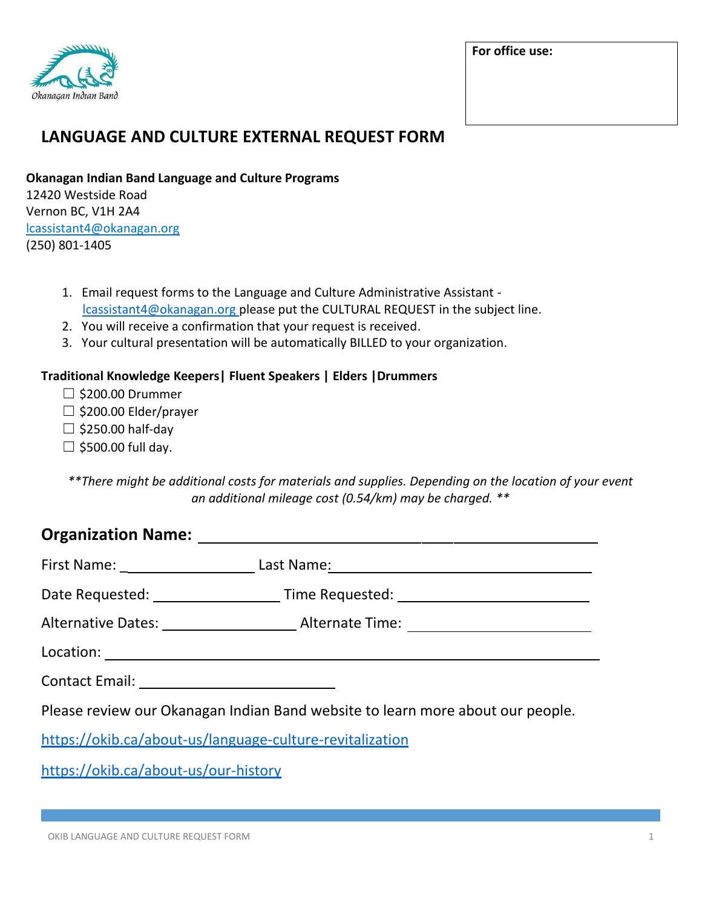**For office use:**

# LANGUAGE AND CULTURE EXTERNAL REQUEST FORM

**Okanagan Indian Band Language and Culture Programs**
12420 Westside Road
Vernon BC, V1H 2A4
lcassistant4@okanagan.org
(250) 801-1405

1. Email request forms to the Language and Culture Administrative Assistant - lcassistant4@okanagan.org please put the CULTURAL REQUEST in the subject line.
2. You will receive a confirmation that your request is received.
3. Your cultural presentation will be automatically BILLED to your organization.

**Traditional Knowledge Keepers| Fluent Speakers | Elders |Drummers**

- ☐ $200.00 Drummer
- ☐ $200.00 Elder/prayer
- ☐ $250.00 half-day
- ☐ $500.00 full day.

*\*\*There might be additional costs for materials and supplies. Depending on the location of your event an additional mileage cost (0.54/km) may be charged. \*\**

**Organization Name:** ______________________________

First Name: ______________ Last Name: ______________________

Date Requested: ______________ Time Requested: ______________________

Alternative Dates: ______________ Alternate Time: ______________________

Location: ______________________________________________

Contact Email: ______________________

Please review our Okanagan Indian Band website to learn more about our people.

https://okib.ca/about-us/language-culture-revitalization

https://okib.ca/about-us/our-history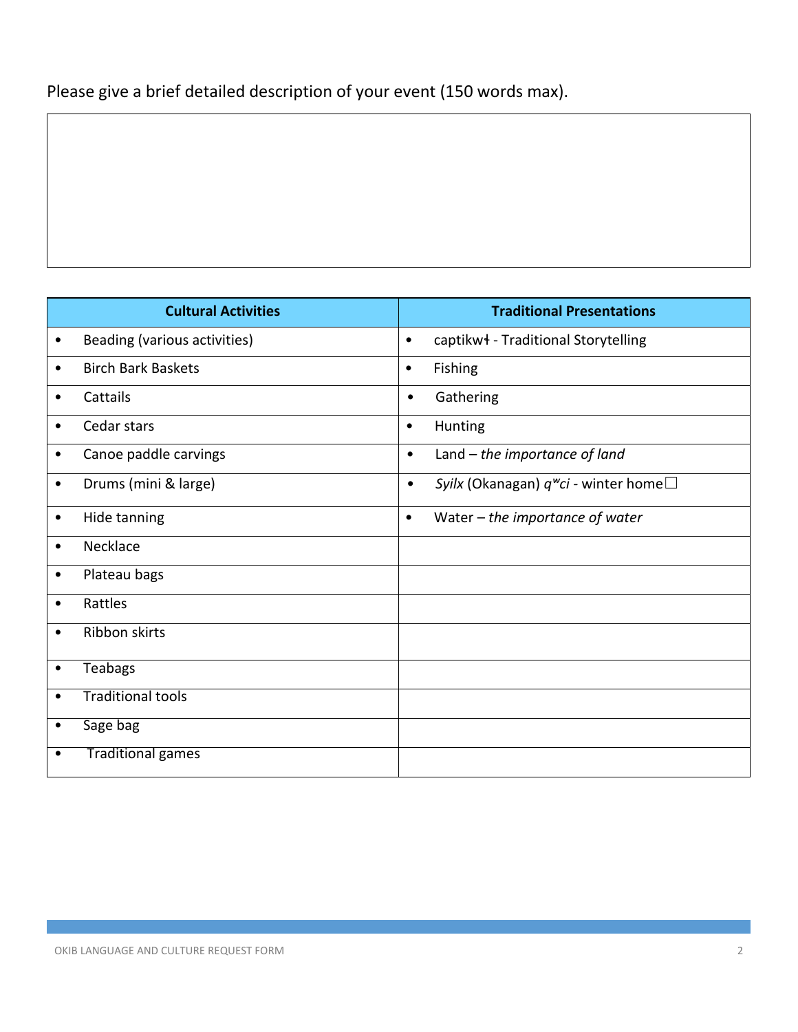Please give a brief detailed description of your event (150 words max).

| **Cultural Activities** | **Traditional Presentations** |
|---|---|
| • Beading (various activities) | • captikwɬ - Traditional Storytelling |
| • Birch Bark Baskets | • Fishing |
| • Cattails | • Gathering |
| • Cedar stars | • Hunting |
| • Canoe paddle carvings | • Land – *the importance of land* |
| • Drums (mini & large) | • *Syilx* (Okanagan) *qʷci* - winter home☐ |
| • Hide tanning | • Water – *the importance of water* |
| • Necklace | |
| • Plateau bags | |
| • Rattles | |
| • Ribbon skirts | |
| • Teabags | |
| • Traditional tools | |
| • Sage bag | |
| • Traditional games | |